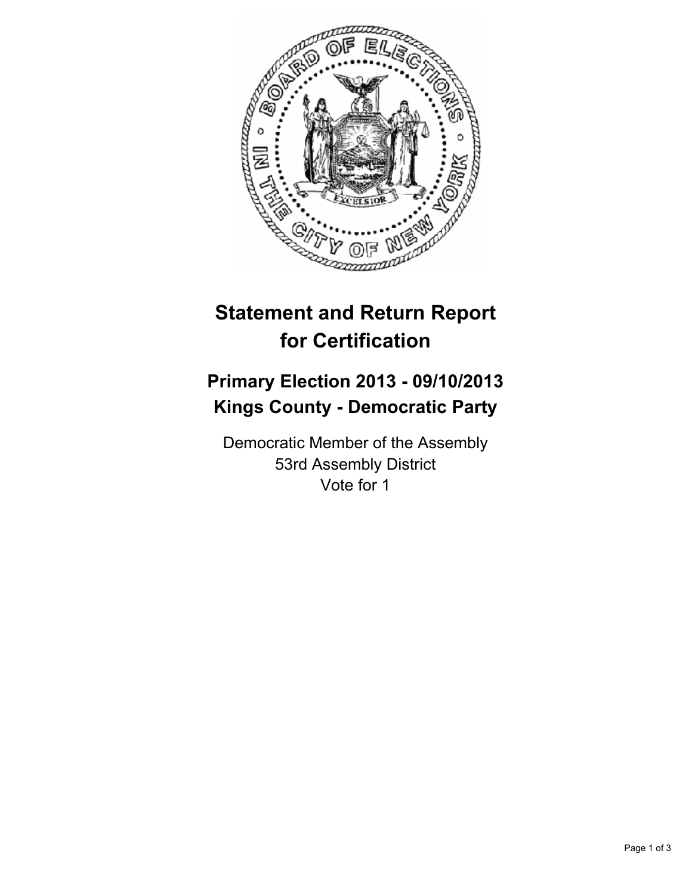# Statement and Return Report for Certification

## Primary Election 2013 - 09/10/2013
## Kings County - Democratic Party

Democratic Member of the Assembly
53rd Assembly District
Vote for 1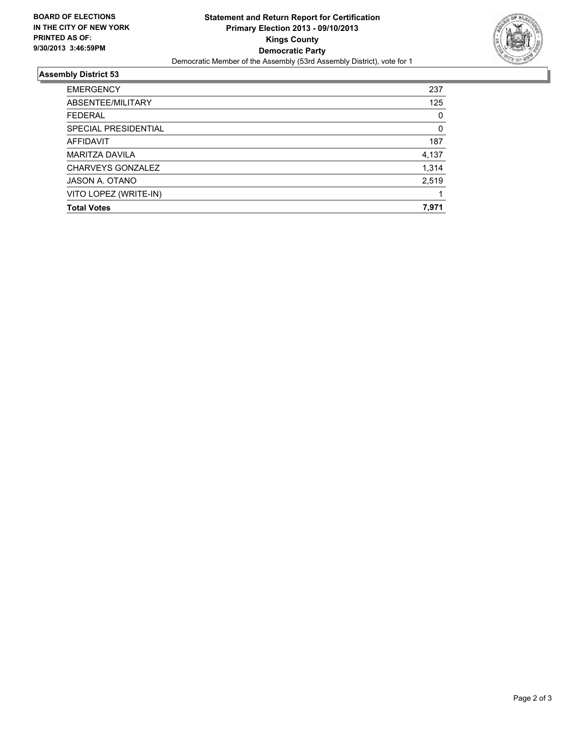**BOARD OF ELECTIONS IN THE CITY OF NEW YORK PRINTED AS OF: 9/30/2013 3:46:59PM**

# Statement and Return Report for Certification
## Primary Election 2013 - 09/10/2013
## Kings County
## Democratic Party

Democratic Member of the Assembly (53rd Assembly District), vote for 1

### Assembly District 53

| | |
|---|---|
| EMERGENCY | 237 |
| ABSENTEE/MILITARY | 125 |
| FEDERAL | 0 |
| SPECIAL PRESIDENTIAL | 0 |
| AFFIDAVIT | 187 |
| MARITZA DAVILA | 4,137 |
| CHARVEYS GONZALEZ | 1,314 |
| JASON A. OTANO | 2,519 |
| VITO LOPEZ (WRITE-IN) | 1 |
| **Total Votes** | **7,971** |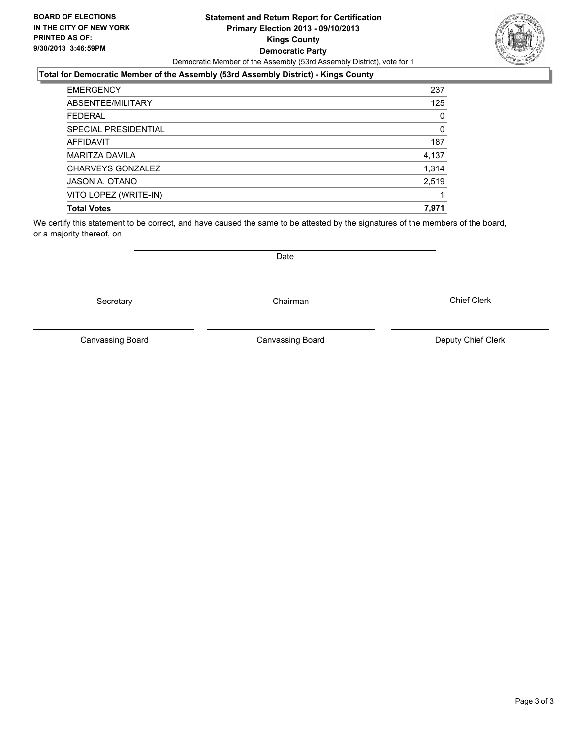**BOARD OF ELECTIONS IN THE CITY OF NEW YORK PRINTED AS OF: 9/30/2013 3:46:59PM**

# Statement and Return Report for Certification
## Primary Election 2013 - 09/10/2013
## Kings County
## Democratic Party

Democratic Member of the Assembly (53rd Assembly District), vote for 1

### Total for Democratic Member of the Assembly (53rd Assembly District) - Kings County

| | |
|---|---|
| EMERGENCY | 237 |
| ABSENTEE/MILITARY | 125 |
| FEDERAL | 0 |
| SPECIAL PRESIDENTIAL | 0 |
| AFFIDAVIT | 187 |
| MARITZA DAVILA | 4,137 |
| CHARVEYS GONZALEZ | 1,314 |
| JASON A. OTANO | 2,519 |
| VITO LOPEZ (WRITE-IN) | 1 |
| **Total Votes** | **7,971** |

We certify this statement to be correct, and have caused the same to be attested by the signatures of the members of the board, or a majority thereof, on

Date

Secretary

Chairman

Chief Clerk

Canvassing Board

Canvassing Board

Deputy Chief Clerk